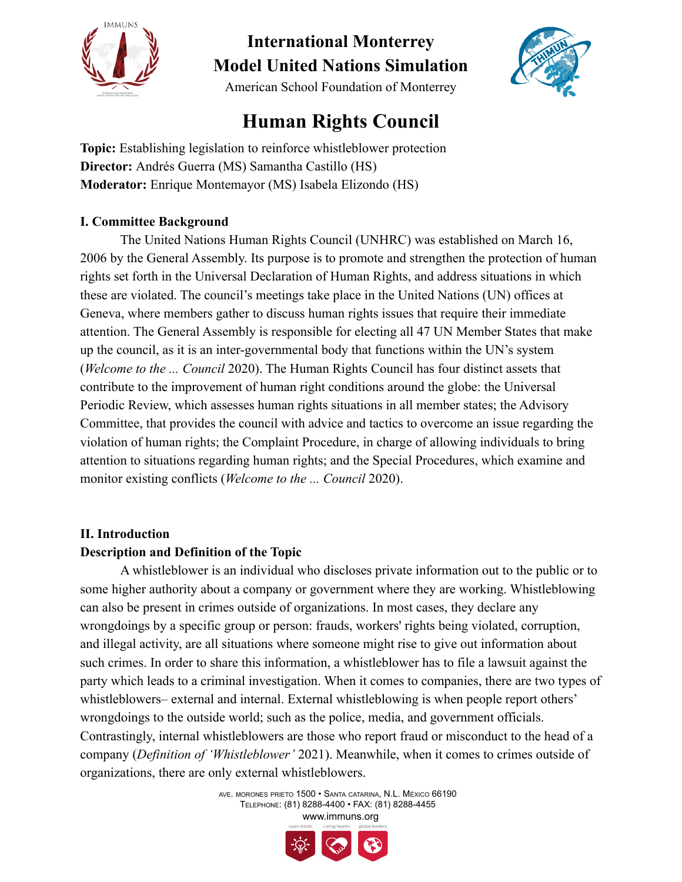# International Monterrey Model United Nations Simulation

American School Foundation of Monterey

# Human Rights Council

**Topic:** Establishing legislation to reinforce whistleblower protection
**Director:** Andrés Guerra (MS) Samantha Castillo (HS)
**Moderator:** Enrique Montemayor (MS) Isabela Elizondo (HS)

## I. Committee Background

The United Nations Human Rights Council (UNHRC) was established on March 16, 2006 by the General Assembly. Its purpose is to promote and strengthen the protection of human rights set forth in the Universal Declaration of Human Rights, and address situations in which these are violated. The council's meetings take place in the United Nations (UN) offices at Geneva, where members gather to discuss human rights issues that require their immediate attention. The General Assembly is responsible for electing all 47 UN Member States that make up the council, as it is an inter-governmental body that functions within the UN's system (*Welcome to the ... Council* 2020). The Human Rights Council has four distinct assets that contribute to the improvement of human right conditions around the globe: the Universal Periodic Review, which assesses human rights situations in all member states; the Advisory Committee, that provides the council with advice and tactics to overcome an issue regarding the violation of human rights; the Complaint Procedure, in charge of allowing individuals to bring attention to situations regarding human rights; and the Special Procedures, which examine and monitor existing conflicts (*Welcome to the ... Council* 2020).

## II. Introduction

### Description and Definition of the Topic

A whistleblower is an individual who discloses private information out to the public or to some higher authority about a company or government where they are working. Whistleblowing can also be present in crimes outside of organizations. In most cases, they declare any wrongdoings by a specific group or person: frauds, workers' rights being violated, corruption, and illegal activity, are all situations where someone might rise to give out information about such crimes. In order to share this information, a whistleblower has to file a lawsuit against the party which leads to a criminal investigation. When it comes to companies, there are two types of whistleblowers– external and internal. External whistleblowing is when people report others' wrongdoings to the outside world; such as the police, media, and government officials. Contrastingly, internal whistleblowers are those who report fraud or misconduct to the head of a company (*Definition of 'Whistleblower'* 2021). Meanwhile, when it comes to crimes outside of organizations, there are only external whistleblowers.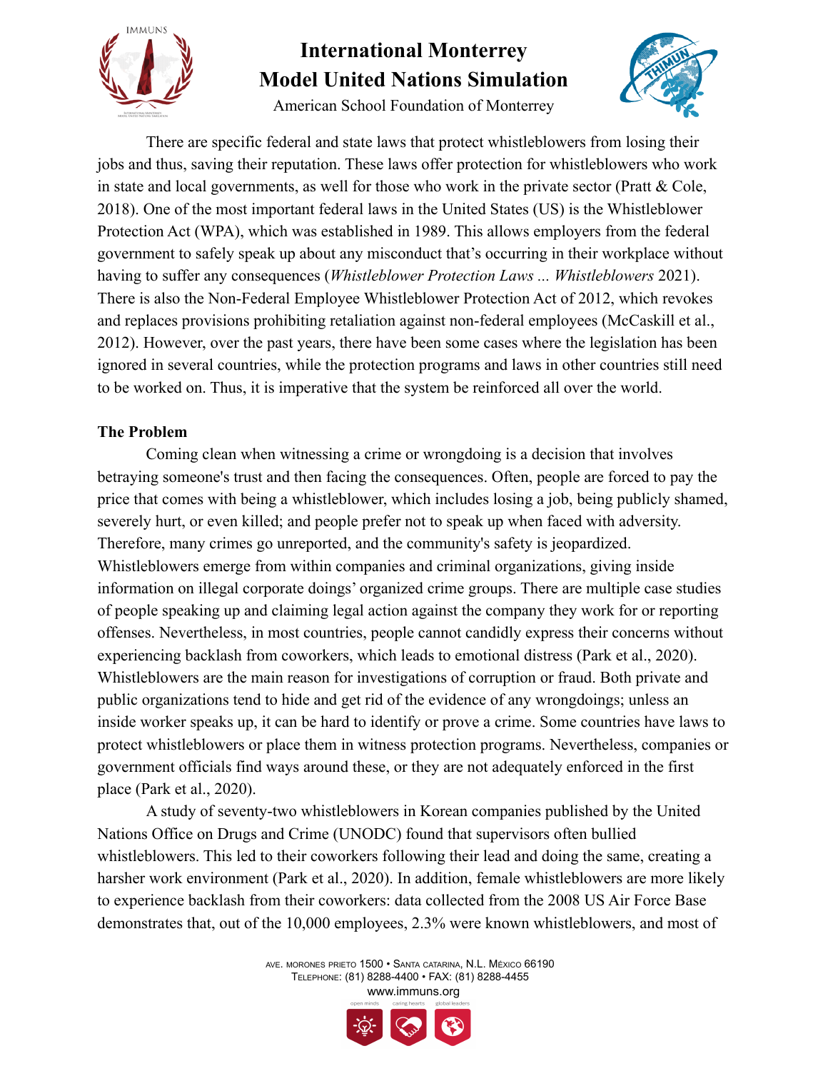There are specific federal and state laws that protect whistleblowers from losing their jobs and thus, saving their reputation. These laws offer protection for whistleblowers who work in state and local governments, as well for those who work in the private sector (Pratt & Cole, 2018). One of the most important federal laws in the United States (US) is the Whistleblower Protection Act (WPA), which was established in 1989. This allows employers from the federal government to safely speak up about any misconduct that's occurring in their workplace without having to suffer any consequences (*Whistleblower Protection Laws ... Whistleblowers* 2021). There is also the Non-Federal Employee Whistleblower Protection Act of 2012, which revokes and replaces provisions prohibiting retaliation against non-federal employees (McCaskill et al., 2012). However, over the past years, there have been some cases where the legislation has been ignored in several countries, while the protection programs and laws in other countries still need to be worked on. Thus, it is imperative that the system be reinforced all over the world.

**The Problem**

Coming clean when witnessing a crime or wrongdoing is a decision that involves betraying someone's trust and then facing the consequences. Often, people are forced to pay the price that comes with being a whistleblower, which includes losing a job, being publicly shamed, severely hurt, or even killed; and people prefer not to speak up when faced with adversity. Therefore, many crimes go unreported, and the community's safety is jeopardized. Whistleblowers emerge from within companies and criminal organizations, giving inside information on illegal corporate doings' organized crime groups. There are multiple case studies of people speaking up and claiming legal action against the company they work for or reporting offenses. Nevertheless, in most countries, people cannot candidly express their concerns without experiencing backlash from coworkers, which leads to emotional distress (Park et al., 2020). Whistleblowers are the main reason for investigations of corruption or fraud. Both private and public organizations tend to hide and get rid of the evidence of any wrongdoings; unless an inside worker speaks up, it can be hard to identify or prove a crime. Some countries have laws to protect whistleblowers or place them in witness protection programs. Nevertheless, companies or government officials find ways around these, or they are not adequately enforced in the first place (Park et al., 2020).

A study of seventy-two whistleblowers in Korean companies published by the United Nations Office on Drugs and Crime (UNODC) found that supervisors often bullied whistleblowers. This led to their coworkers following their lead and doing the same, creating a harsher work environment (Park et al., 2020). In addition, female whistleblowers are more likely to experience backlash from their coworkers: data collected from the 2008 US Air Force Base demonstrates that, out of the 10,000 employees, 2.3% were known whistleblowers, and most of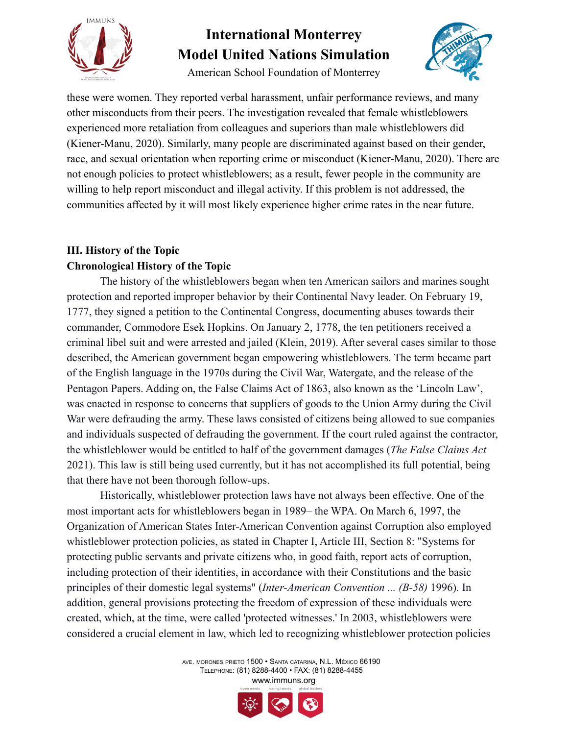these were women. They reported verbal harassment, unfair performance reviews, and many other misconducts from their peers. The investigation revealed that female whistleblowers experienced more retaliation from colleagues and superiors than male whistleblowers did (Kiener-Manu, 2020). Similarly, many people are discriminated against based on their gender, race, and sexual orientation when reporting crime or misconduct (Kiener-Manu, 2020). There are not enough policies to protect whistleblowers; as a result, fewer people in the community are willing to help report misconduct and illegal activity. If this problem is not addressed, the communities affected by it will most likely experience higher crime rates in the near future.

## III. History of the Topic

### Chronological History of the Topic

The history of the whistleblowers began when ten American sailors and marines sought protection and reported improper behavior by their Continental Navy leader. On February 19, 1777, they signed a petition to the Continental Congress, documenting abuses towards their commander, Commodore Esek Hopkins. On January 2, 1778, the ten petitioners received a criminal libel suit and were arrested and jailed (Klein, 2019). After several cases similar to those described, the American government began empowering whistleblowers. The term became part of the English language in the 1970s during the Civil War, Watergate, and the release of the Pentagon Papers. Adding on, the False Claims Act of 1863, also known as the 'Lincoln Law', was enacted in response to concerns that suppliers of goods to the Union Army during the Civil War were defrauding the army. These laws consisted of citizens being allowed to sue companies and individuals suspected of defrauding the government. If the court ruled against the contractor, the whistleblower would be entitled to half of the government damages (*The False Claims Act* 2021). This law is still being used currently, but it has not accomplished its full potential, being that there have not been thorough follow-ups.

Historically, whistleblower protection laws have not always been effective. One of the most important acts for whistleblowers began in 1989– the WPA. On March 6, 1997, the Organization of American States Inter-American Convention against Corruption also employed whistleblower protection policies, as stated in Chapter I, Article III, Section 8: "Systems for protecting public servants and private citizens who, in good faith, report acts of corruption, including protection of their identities, in accordance with their Constitutions and the basic principles of their domestic legal systems" (*Inter-American Convention ... (B-58)* 1996). In addition, general provisions protecting the freedom of expression of these individuals were created, which, at the time, were called 'protected witnesses.' In 2003, whistleblowers were considered a crucial element in law, which led to recognizing whistleblower protection policies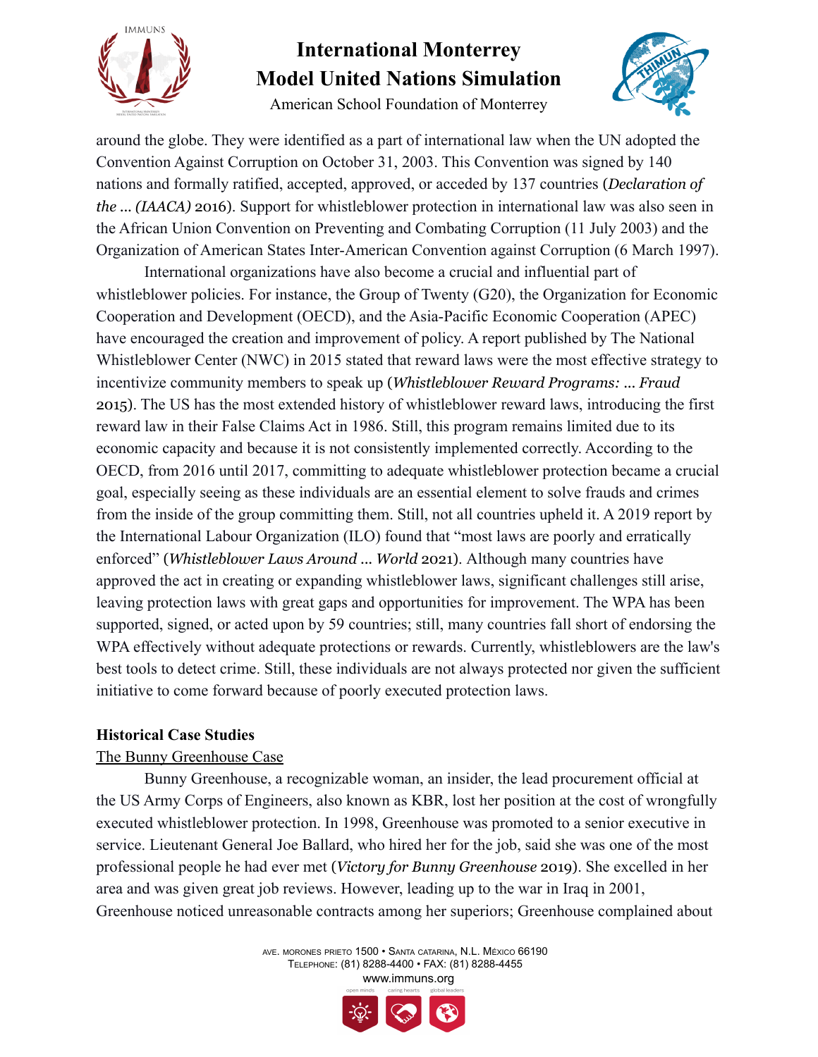around the globe. They were identified as a part of international law when the UN adopted the Convention Against Corruption on October 31, 2003. This Convention was signed by 140 nations and formally ratified, accepted, approved, or acceded by 137 countries (*Declaration of the ... (IAACA)* 2016). Support for whistleblower protection in international law was also seen in the African Union Convention on Preventing and Combating Corruption (11 July 2003) and the Organization of American States Inter-American Convention against Corruption (6 March 1997).

International organizations have also become a crucial and influential part of whistleblower policies. For instance, the Group of Twenty (G20), the Organization for Economic Cooperation and Development (OECD), and the Asia-Pacific Economic Cooperation (APEC) have encouraged the creation and improvement of policy. A report published by The National Whistleblower Center (NWC) in 2015 stated that reward laws were the most effective strategy to incentivize community members to speak up (*Whistleblower Reward Programs: ... Fraud* 2015). The US has the most extended history of whistleblower reward laws, introducing the first reward law in their False Claims Act in 1986. Still, this program remains limited due to its economic capacity and because it is not consistently implemented correctly. According to the OECD, from 2016 until 2017, committing to adequate whistleblower protection became a crucial goal, especially seeing as these individuals are an essential element to solve frauds and crimes from the inside of the group committing them. Still, not all countries upheld it. A 2019 report by the International Labour Organization (ILO) found that "most laws are poorly and erratically enforced" (*Whistleblower Laws Around ... World* 2021). Although many countries have approved the act in creating or expanding whistleblower laws, significant challenges still arise, leaving protection laws with great gaps and opportunities for improvement. The WPA has been supported, signed, or acted upon by 59 countries; still, many countries fall short of endorsing the WPA effectively without adequate protections or rewards. Currently, whistleblowers are the law's best tools to detect crime. Still, these individuals are not always protected nor given the sufficient initiative to come forward because of poorly executed protection laws.

**Historical Case Studies**

<u>The Bunny Greenhouse Case</u>

Bunny Greenhouse, a recognizable woman, an insider, the lead procurement official at the US Army Corps of Engineers, also known as KBR, lost her position at the cost of wrongfully executed whistleblower protection. In 1998, Greenhouse was promoted to a senior executive in service. Lieutenant General Joe Ballard, who hired her for the job, said she was one of the most professional people he had ever met (*Victory for Bunny Greenhouse* 2019). She excelled in her area and was given great job reviews. However, leading up to the war in Iraq in 2001, Greenhouse noticed unreasonable contracts among her superiors; Greenhouse complained about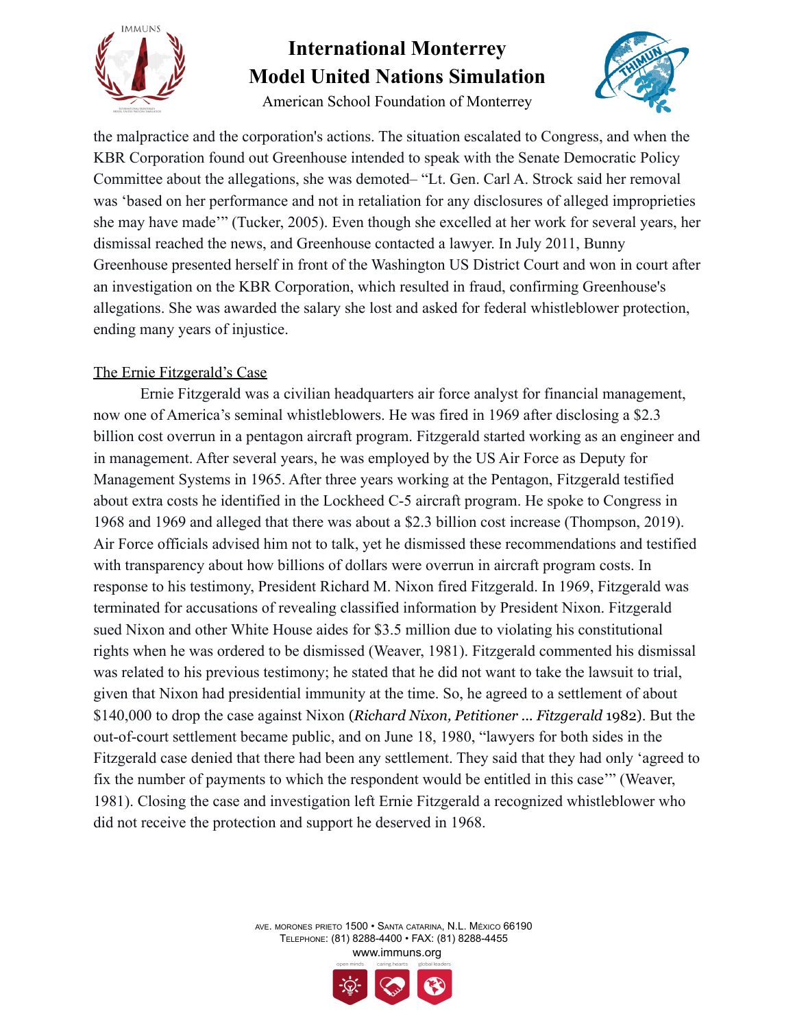the malpractice and the corporation's actions. The situation escalated to Congress, and when the KBR Corporation found out Greenhouse intended to speak with the Senate Democratic Policy Committee about the allegations, she was demoted– "Lt. Gen. Carl A. Strock said her removal was 'based on her performance and not in retaliation for any disclosures of alleged improprieties she may have made'" (Tucker, 2005). Even though she excelled at her work for several years, her dismissal reached the news, and Greenhouse contacted a lawyer. In July 2011, Bunny Greenhouse presented herself in front of the Washington US District Court and won in court after an investigation on the KBR Corporation, which resulted in fraud, confirming Greenhouse's allegations. She was awarded the salary she lost and asked for federal whistleblower protection, ending many years of injustice.

<u>The Ernie Fitzgerald's Case</u>

Ernie Fitzgerald was a civilian headquarters air force analyst for financial management, now one of America's seminal whistleblowers. He was fired in 1969 after disclosing a $2.3 billion cost overrun in a pentagon aircraft program. Fitzgerald started working as an engineer and in management. After several years, he was employed by the US Air Force as Deputy for Management Systems in 1965. After three years working at the Pentagon, Fitzgerald testified about extra costs he identified in the Lockheed C-5 aircraft program. He spoke to Congress in 1968 and 1969 and alleged that there was about a $2.3 billion cost increase (Thompson, 2019). Air Force officials advised him not to talk, yet he dismissed these recommendations and testified with transparency about how billions of dollars were overrun in aircraft program costs. In response to his testimony, President Richard M. Nixon fired Fitzgerald. In 1969, Fitzgerald was terminated for accusations of revealing classified information by President Nixon. Fitzgerald sued Nixon and other White House aides for $3.5 million due to violating his constitutional rights when he was ordered to be dismissed (Weaver, 1981). Fitzgerald commented his dismissal was related to his previous testimony; he stated that he did not want to take the lawsuit to trial, given that Nixon had presidential immunity at the time. So, he agreed to a settlement of about $140,000 to drop the case against Nixon (*Richard Nixon, Petitioner ... Fitzgerald* 1982). But the out-of-court settlement became public, and on June 18, 1980, "lawyers for both sides in the Fitzgerald case denied that there had been any settlement. They said that they had only 'agreed to fix the number of payments to which the respondent would be entitled in this case'" (Weaver, 1981). Closing the case and investigation left Ernie Fitzgerald a recognized whistleblower who did not receive the protection and support he deserved in 1968.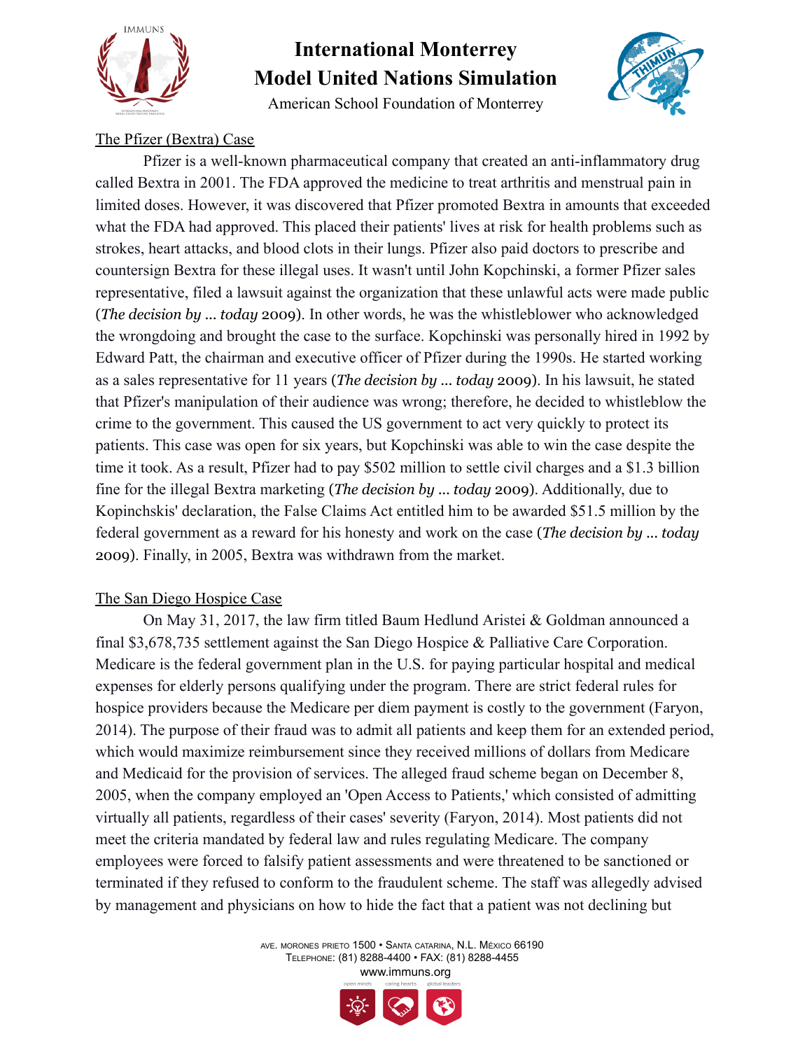The Pfizer (Bextra) Case

Pfizer is a well-known pharmaceutical company that created an anti-inflammatory drug called Bextra in 2001. The FDA approved the medicine to treat arthritis and menstrual pain in limited doses. However, it was discovered that Pfizer promoted Bextra in amounts that exceeded what the FDA had approved. This placed their patients' lives at risk for health problems such as strokes, heart attacks, and blood clots in their lungs. Pfizer also paid doctors to prescribe and countersign Bextra for these illegal uses. It wasn't until John Kopchinski, a former Pfizer sales representative, filed a lawsuit against the organization that these unlawful acts were made public (*The decision by ... today* 2009). In other words, he was the whistleblower who acknowledged the wrongdoing and brought the case to the surface. Kopchinski was personally hired in 1992 by Edward Patt, the chairman and executive officer of Pfizer during the 1990s. He started working as a sales representative for 11 years (*The decision by ... today* 2009). In his lawsuit, he stated that Pfizer's manipulation of their audience was wrong; therefore, he decided to whistleblow the crime to the government. This caused the US government to act very quickly to protect its patients. This case was open for six years, but Kopchinski was able to win the case despite the time it took. As a result, Pfizer had to pay $502 million to settle civil charges and a $1.3 billion fine for the illegal Bextra marketing (*The decision by ... today* 2009). Additionally, due to Kopinchskis' declaration, the False Claims Act entitled him to be awarded $51.5 million by the federal government as a reward for his honesty and work on the case (*The decision by ... today* 2009). Finally, in 2005, Bextra was withdrawn from the market.

The San Diego Hospice Case

On May 31, 2017, the law firm titled Baum Hedlund Aristei & Goldman announced a final $3,678,735 settlement against the San Diego Hospice & Palliative Care Corporation. Medicare is the federal government plan in the U.S. for paying particular hospital and medical expenses for elderly persons qualifying under the program. There are strict federal rules for hospice providers because the Medicare per diem payment is costly to the government (Faryon, 2014). The purpose of their fraud was to admit all patients and keep them for an extended period, which would maximize reimbursement since they received millions of dollars from Medicare and Medicaid for the provision of services. The alleged fraud scheme began on December 8, 2005, when the company employed an 'Open Access to Patients,' which consisted of admitting virtually all patients, regardless of their cases' severity (Faryon, 2014). Most patients did not meet the criteria mandated by federal law and rules regulating Medicare. The company employees were forced to falsify patient assessments and were threatened to be sanctioned or terminated if they refused to conform to the fraudulent scheme. The staff was allegedly advised by management and physicians on how to hide the fact that a patient was not declining but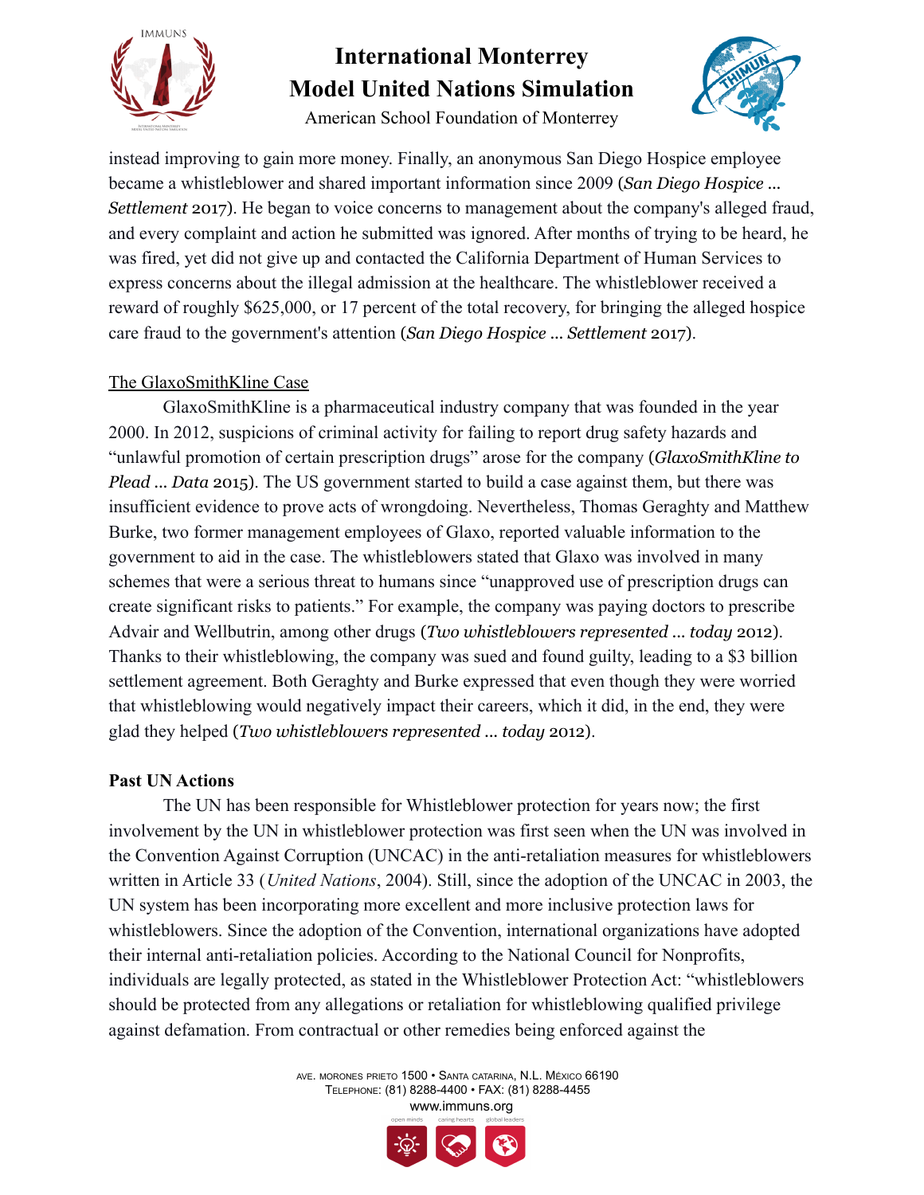instead improving to gain more money. Finally, an anonymous San Diego Hospice employee became a whistleblower and shared important information since 2009 (*San Diego Hospice ... Settlement* 2017). He began to voice concerns to management about the company's alleged fraud, and every complaint and action he submitted was ignored. After months of trying to be heard, he was fired, yet did not give up and contacted the California Department of Human Services to express concerns about the illegal admission at the healthcare. The whistleblower received a reward of roughly $625,000, or 17 percent of the total recovery, for bringing the alleged hospice care fraud to the government's attention (*San Diego Hospice ... Settlement* 2017).

<u>The GlaxoSmithKline Case</u>

GlaxoSmithKline is a pharmaceutical industry company that was founded in the year 2000. In 2012, suspicions of criminal activity for failing to report drug safety hazards and "unlawful promotion of certain prescription drugs" arose for the company (*GlaxoSmithKline to Plead ... Data* 2015). The US government started to build a case against them, but there was insufficient evidence to prove acts of wrongdoing. Nevertheless, Thomas Geraghty and Matthew Burke, two former management employees of Glaxo, reported valuable information to the government to aid in the case. The whistleblowers stated that Glaxo was involved in many schemes that were a serious threat to humans since "unapproved use of prescription drugs can create significant risks to patients." For example, the company was paying doctors to prescribe Advair and Wellbutrin, among other drugs (*Two whistleblowers represented ... today* 2012). Thanks to their whistleblowing, the company was sued and found guilty, leading to a $3 billion settlement agreement. Both Geraghty and Burke expressed that even though they were worried that whistleblowing would negatively impact their careers, which it did, in the end, they were glad they helped (*Two whistleblowers represented ... today* 2012).

**Past UN Actions**

The UN has been responsible for Whistleblower protection for years now; the first involvement by the UN in whistleblower protection was first seen when the UN was involved in the Convention Against Corruption (UNCAC) in the anti-retaliation measures for whistleblowers written in Article 33 (*United Nations*, 2004). Still, since the adoption of the UNCAC in 2003, the UN system has been incorporating more excellent and more inclusive protection laws for whistleblowers. Since the adoption of the Convention, international organizations have adopted their internal anti-retaliation policies. According to the National Council for Nonprofits, individuals are legally protected, as stated in the Whistleblower Protection Act: "whistleblowers should be protected from any allegations or retaliation for whistleblowing qualified privilege against defamation. From contractual or other remedies being enforced against the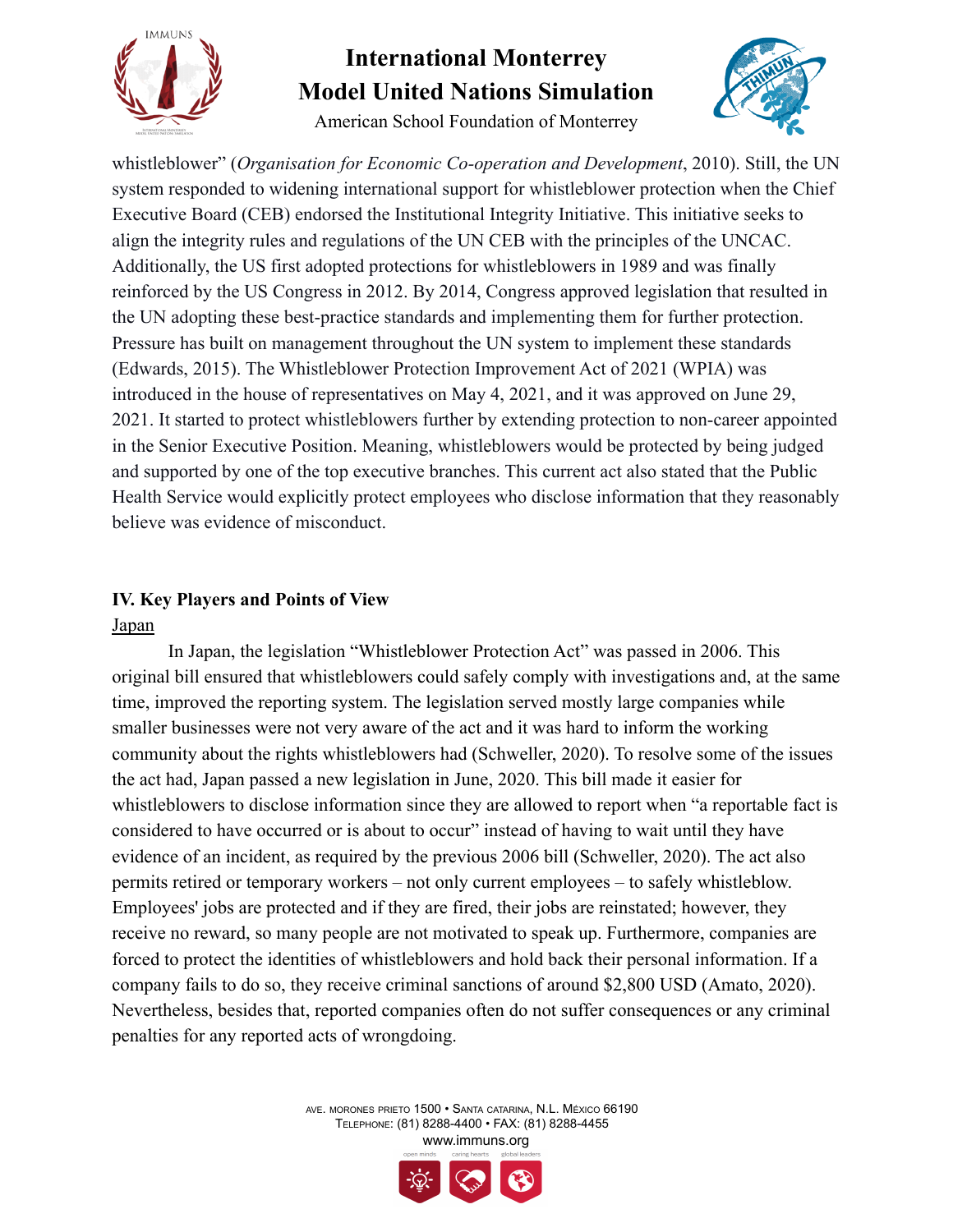whistleblower" (*Organisation for Economic Co-operation and Development*, 2010). Still, the UN system responded to widening international support for whistleblower protection when the Chief Executive Board (CEB) endorsed the Institutional Integrity Initiative. This initiative seeks to align the integrity rules and regulations of the UN CEB with the principles of the UNCAC. Additionally, the US first adopted protections for whistleblowers in 1989 and was finally reinforced by the US Congress in 2012. By 2014, Congress approved legislation that resulted in the UN adopting these best-practice standards and implementing them for further protection. Pressure has built on management throughout the UN system to implement these standards (Edwards, 2015). The Whistleblower Protection Improvement Act of 2021 (WPIA) was introduced in the house of representatives on May 4, 2021, and it was approved on June 29, 2021. It started to protect whistleblowers further by extending protection to non-career appointed in the Senior Executive Position. Meaning, whistleblowers would be protected by being judged and supported by one of the top executive branches. This current act also stated that the Public Health Service would explicitly protect employees who disclose information that they reasonably believe was evidence of misconduct.

## IV. Key Players and Points of View

<u>Japan</u>

In Japan, the legislation "Whistleblower Protection Act" was passed in 2006. This original bill ensured that whistleblowers could safely comply with investigations and, at the same time, improved the reporting system. The legislation served mostly large companies while smaller businesses were not very aware of the act and it was hard to inform the working community about the rights whistleblowers had (Schweller, 2020). To resolve some of the issues the act had, Japan passed a new legislation in June, 2020. This bill made it easier for whistleblowers to disclose information since they are allowed to report when "a reportable fact is considered to have occurred or is about to occur" instead of having to wait until they have evidence of an incident, as required by the previous 2006 bill (Schweller, 2020). The act also permits retired or temporary workers – not only current employees – to safely whistleblow. Employees' jobs are protected and if they are fired, their jobs are reinstated; however, they receive no reward, so many people are not motivated to speak up. Furthermore, companies are forced to protect the identities of whistleblowers and hold back their personal information. If a company fails to do so, they receive criminal sanctions of around $2,800 USD (Amato, 2020). Nevertheless, besides that, reported companies often do not suffer consequences or any criminal penalties for any reported acts of wrongdoing.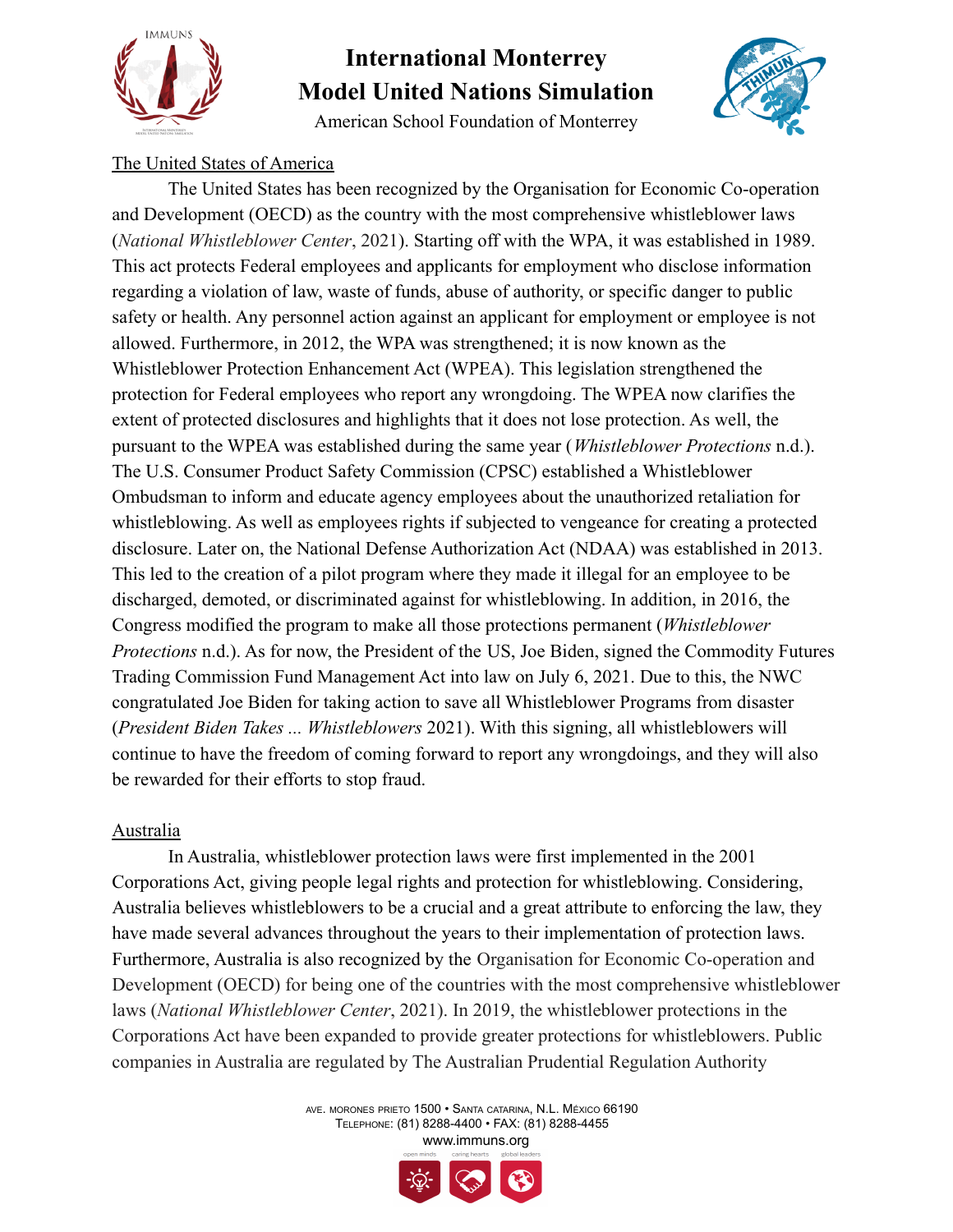The United States of America

The United States has been recognized by the Organisation for Economic Co-operation and Development (OECD) as the country with the most comprehensive whistleblower laws (*National Whistleblower Center*, 2021). Starting off with the WPA, it was established in 1989. This act protects Federal employees and applicants for employment who disclose information regarding a violation of law, waste of funds, abuse of authority, or specific danger to public safety or health. Any personnel action against an applicant for employment or employee is not allowed. Furthermore, in 2012, the WPA was strengthened; it is now known as the Whistleblower Protection Enhancement Act (WPEA). This legislation strengthened the protection for Federal employees who report any wrongdoing. The WPEA now clarifies the extent of protected disclosures and highlights that it does not lose protection. As well, the pursuant to the WPEA was established during the same year (*Whistleblower Protections* n.d.). The U.S. Consumer Product Safety Commission (CPSC) established a Whistleblower Ombudsman to inform and educate agency employees about the unauthorized retaliation for whistleblowing. As well as employees rights if subjected to vengeance for creating a protected disclosure. Later on, the National Defense Authorization Act (NDAA) was established in 2013. This led to the creation of a pilot program where they made it illegal for an employee to be discharged, demoted, or discriminated against for whistleblowing. In addition, in 2016, the Congress modified the program to make all those protections permanent (*Whistleblower Protections* n.d.). As for now, the President of the US, Joe Biden, signed the Commodity Futures Trading Commission Fund Management Act into law on July 6, 2021. Due to this, the NWC congratulated Joe Biden for taking action to save all Whistleblower Programs from disaster (*President Biden Takes ... Whistleblowers* 2021). With this signing, all whistleblowers will continue to have the freedom of coming forward to report any wrongdoings, and they will also be rewarded for their efforts to stop fraud.

Australia

In Australia, whistleblower protection laws were first implemented in the 2001 Corporations Act, giving people legal rights and protection for whistleblowing. Considering, Australia believes whistleblowers to be a crucial and a great attribute to enforcing the law, they have made several advances throughout the years to their implementation of protection laws. Furthermore, Australia is also recognized by the Organisation for Economic Co-operation and Development (OECD) for being one of the countries with the most comprehensive whistleblower laws (*National Whistleblower Center*, 2021). In 2019, the whistleblower protections in the Corporations Act have been expanded to provide greater protections for whistleblowers. Public companies in Australia are regulated by The Australian Prudential Regulation Authority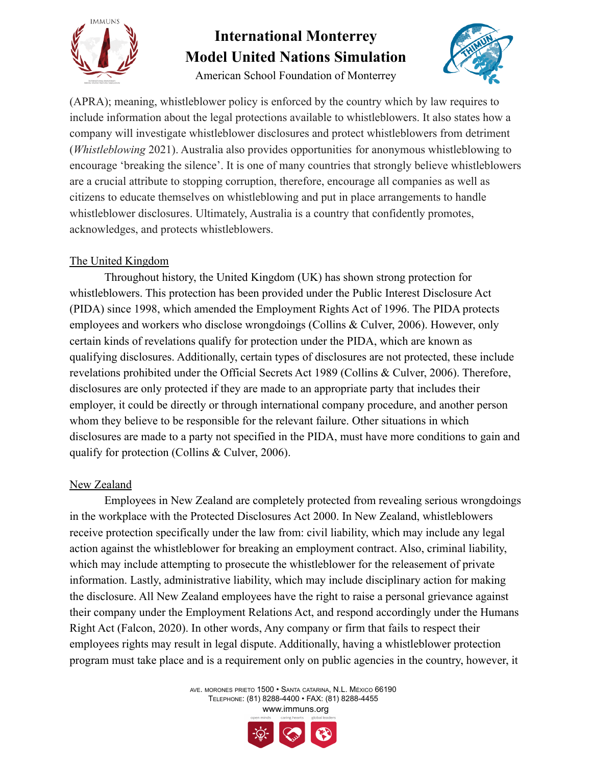(APRA); meaning, whistleblower policy is enforced by the country which by law requires to include information about the legal protections available to whistleblowers. It also states how a company will investigate whistleblower disclosures and protect whistleblowers from detriment (*Whistleblowing* 2021). Australia also provides opportunities for anonymous whistleblowing to encourage 'breaking the silence'. It is one of many countries that strongly believe whistleblowers are a crucial attribute to stopping corruption, therefore, encourage all companies as well as citizens to educate themselves on whistleblowing and put in place arrangements to handle whistleblower disclosures. Ultimately, Australia is a country that confidently promotes, acknowledges, and protects whistleblowers.

<u>The United Kingdom</u>

Throughout history, the United Kingdom (UK) has shown strong protection for whistleblowers. This protection has been provided under the Public Interest Disclosure Act (PIDA) since 1998, which amended the Employment Rights Act of 1996. The PIDA protects employees and workers who disclose wrongdoings (Collins & Culver, 2006). However, only certain kinds of revelations qualify for protection under the PIDA, which are known as qualifying disclosures. Additionally, certain types of disclosures are not protected, these include revelations prohibited under the Official Secrets Act 1989 (Collins & Culver, 2006). Therefore, disclosures are only protected if they are made to an appropriate party that includes their employer, it could be directly or through international company procedure, and another person whom they believe to be responsible for the relevant failure. Other situations in which disclosures are made to a party not specified in the PIDA, must have more conditions to gain and qualify for protection (Collins & Culver, 2006).

<u>New Zealand</u>

Employees in New Zealand are completely protected from revealing serious wrongdoings in the workplace with the Protected Disclosures Act 2000. In New Zealand, whistleblowers receive protection specifically under the law from: civil liability, which may include any legal action against the whistleblower for breaking an employment contract. Also, criminal liability, which may include attempting to prosecute the whistleblower for the releasement of private information. Lastly, administrative liability, which may include disciplinary action for making the disclosure. All New Zealand employees have the right to raise a personal grievance against their company under the Employment Relations Act, and respond accordingly under the Humans Right Act (Falcon, 2020). In other words, Any company or firm that fails to respect their employees rights may result in legal dispute. Additionally, having a whistleblower protection program must take place and is a requirement only on public agencies in the country, however, it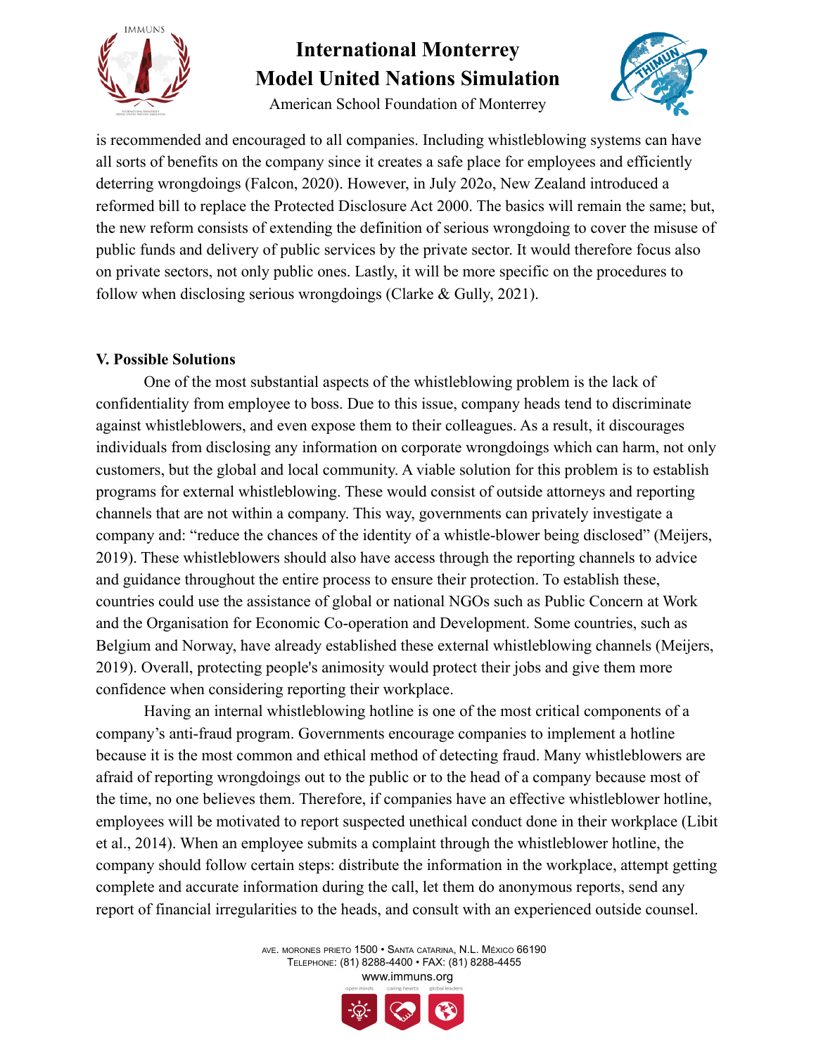is recommended and encouraged to all companies. Including whistleblowing systems can have all sorts of benefits on the company since it creates a safe place for employees and efficiently deterring wrongdoings (Falcon, 2020). However, in July 202o, New Zealand introduced a reformed bill to replace the Protected Disclosure Act 2000. The basics will remain the same; but, the new reform consists of extending the definition of serious wrongdoing to cover the misuse of public funds and delivery of public services by the private sector. It would therefore focus also on private sectors, not only public ones. Lastly, it will be more specific on the procedures to follow when disclosing serious wrongdoings (Clarke & Gully, 2021).

**V. Possible Solutions**

One of the most substantial aspects of the whistleblowing problem is the lack of confidentiality from employee to boss. Due to this issue, company heads tend to discriminate against whistleblowers, and even expose them to their colleagues. As a result, it discourages individuals from disclosing any information on corporate wrongdoings which can harm, not only customers, but the global and local community. A viable solution for this problem is to establish programs for external whistleblowing. These would consist of outside attorneys and reporting channels that are not within a company. This way, governments can privately investigate a company and: "reduce the chances of the identity of a whistle-blower being disclosed" (Meijers, 2019). These whistleblowers should also have access through the reporting channels to advice and guidance throughout the entire process to ensure their protection. To establish these, countries could use the assistance of global or national NGOs such as Public Concern at Work and the Organisation for Economic Co-operation and Development. Some countries, such as Belgium and Norway, have already established these external whistleblowing channels (Meijers, 2019). Overall, protecting people's animosity would protect their jobs and give them more confidence when considering reporting their workplace.

Having an internal whistleblowing hotline is one of the most critical components of a company's anti-fraud program. Governments encourage companies to implement a hotline because it is the most common and ethical method of detecting fraud. Many whistleblowers are afraid of reporting wrongdoings out to the public or to the head of a company because most of the time, no one believes them. Therefore, if companies have an effective whistleblower hotline, employees will be motivated to report suspected unethical conduct done in their workplace (Libit et al., 2014). When an employee submits a complaint through the whistleblower hotline, the company should follow certain steps: distribute the information in the workplace, attempt getting complete and accurate information during the call, let them do anonymous reports, send any report of financial irregularities to the heads, and consult with an experienced outside counsel.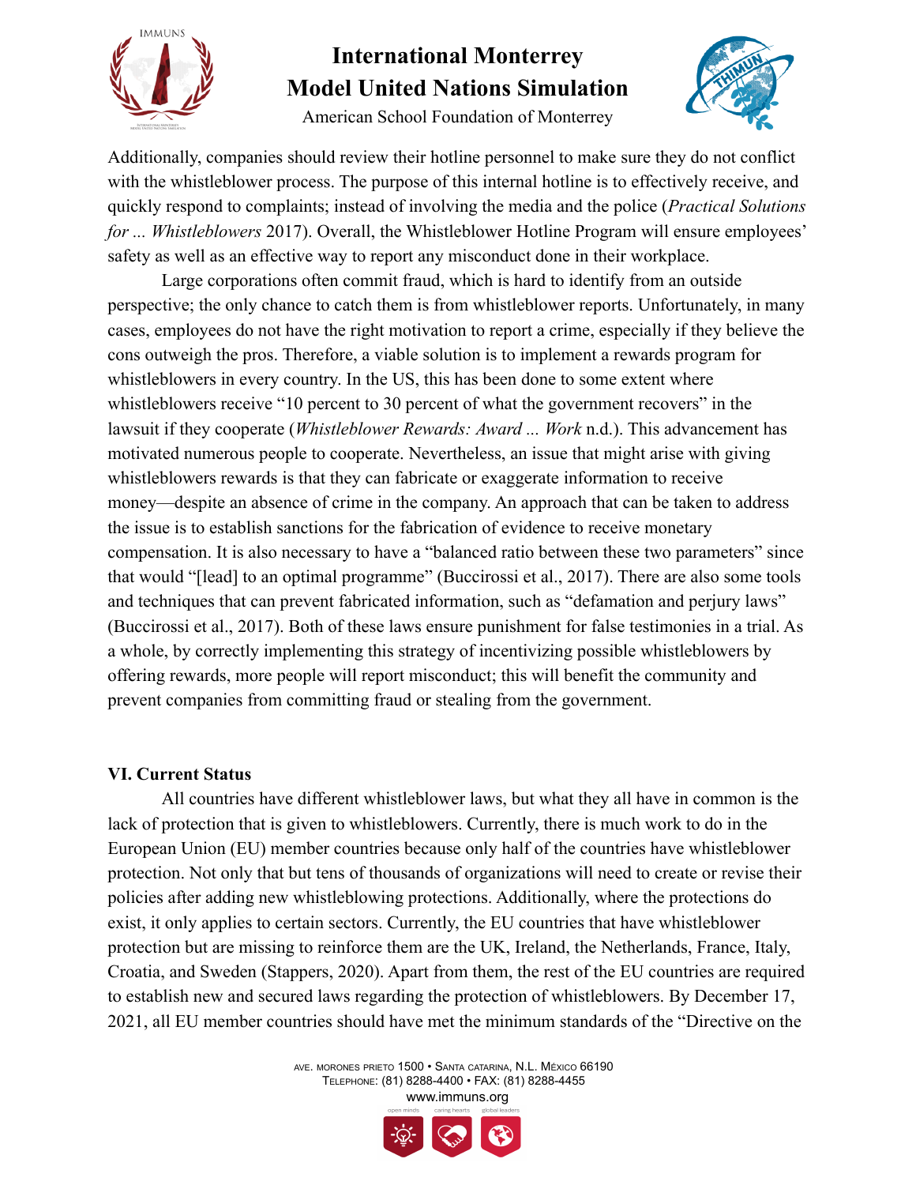Additionally, companies should review their hotline personnel to make sure they do not conflict with the whistleblower process. The purpose of this internal hotline is to effectively receive, and quickly respond to complaints; instead of involving the media and the police (*Practical Solutions for ... Whistleblowers* 2017). Overall, the Whistleblower Hotline Program will ensure employees' safety as well as an effective way to report any misconduct done in their workplace.

Large corporations often commit fraud, which is hard to identify from an outside perspective; the only chance to catch them is from whistleblower reports. Unfortunately, in many cases, employees do not have the right motivation to report a crime, especially if they believe the cons outweigh the pros. Therefore, a viable solution is to implement a rewards program for whistleblowers in every country. In the US, this has been done to some extent where whistleblowers receive "10 percent to 30 percent of what the government recovers" in the lawsuit if they cooperate (*Whistleblower Rewards: Award ... Work* n.d.). This advancement has motivated numerous people to cooperate. Nevertheless, an issue that might arise with giving whistleblowers rewards is that they can fabricate or exaggerate information to receive money—despite an absence of crime in the company. An approach that can be taken to address the issue is to establish sanctions for the fabrication of evidence to receive monetary compensation. It is also necessary to have a "balanced ratio between these two parameters" since that would "[lead] to an optimal programme" (Buccirossi et al., 2017). There are also some tools and techniques that can prevent fabricated information, such as "defamation and perjury laws" (Buccirossi et al., 2017). Both of these laws ensure punishment for false testimonies in a trial. As a whole, by correctly implementing this strategy of incentivizing possible whistleblowers by offering rewards, more people will report misconduct; this will benefit the community and prevent companies from committing fraud or stealing from the government.

## VI. Current Status

All countries have different whistleblower laws, but what they all have in common is the lack of protection that is given to whistleblowers. Currently, there is much work to do in the European Union (EU) member countries because only half of the countries have whistleblower protection. Not only that but tens of thousands of organizations will need to create or revise their policies after adding new whistleblowing protections. Additionally, where the protections do exist, it only applies to certain sectors. Currently, the EU countries that have whistleblower protection but are missing to reinforce them are the UK, Ireland, the Netherlands, France, Italy, Croatia, and Sweden (Stappers, 2020). Apart from them, the rest of the EU countries are required to establish new and secured laws regarding the protection of whistleblowers. By December 17, 2021, all EU member countries should have met the minimum standards of the "Directive on the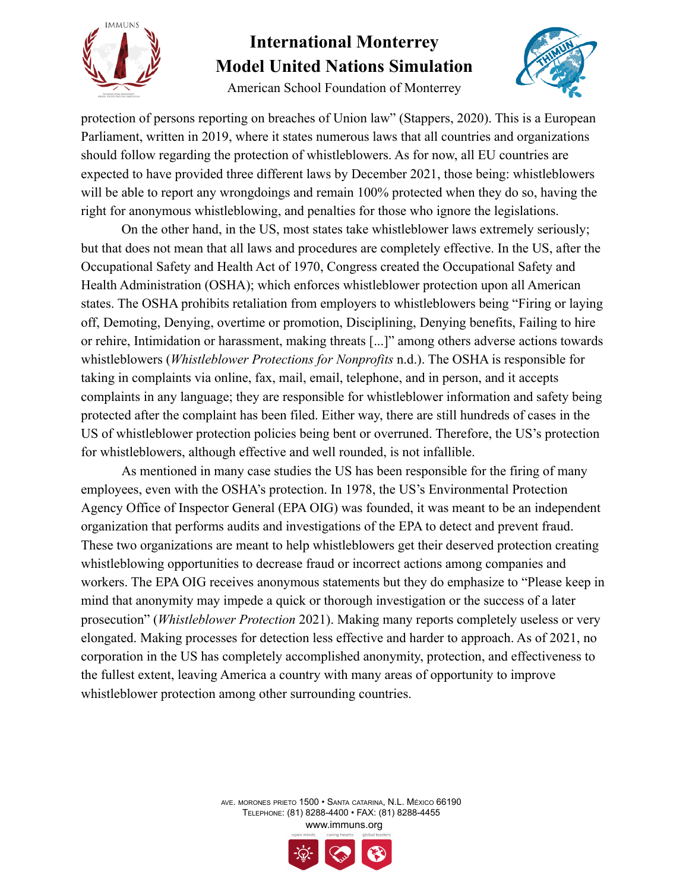protection of persons reporting on breaches of Union law" (Stappers, 2020). This is a European Parliament, written in 2019, where it states numerous laws that all countries and organizations should follow regarding the protection of whistleblowers. As for now, all EU countries are expected to have provided three different laws by December 2021, those being: whistleblowers will be able to report any wrongdoings and remain 100% protected when they do so, having the right for anonymous whistleblowing, and penalties for those who ignore the legislations.

On the other hand, in the US, most states take whistleblower laws extremely seriously; but that does not mean that all laws and procedures are completely effective. In the US, after the Occupational Safety and Health Act of 1970, Congress created the Occupational Safety and Health Administration (OSHA); which enforces whistleblower protection upon all American states. The OSHA prohibits retaliation from employers to whistleblowers being "Firing or laying off, Demoting, Denying, overtime or promotion, Disciplining, Denying benefits, Failing to hire or rehire, Intimidation or harassment, making threats [...]" among others adverse actions towards whistleblowers (*Whistleblower Protections for Nonprofits* n.d.). The OSHA is responsible for taking in complaints via online, fax, mail, email, telephone, and in person, and it accepts complaints in any language; they are responsible for whistleblower information and safety being protected after the complaint has been filed. Either way, there are still hundreds of cases in the US of whistleblower protection policies being bent or overruned. Therefore, the US's protection for whistleblowers, although effective and well rounded, is not infallible.

As mentioned in many case studies the US has been responsible for the firing of many employees, even with the OSHA's protection. In 1978, the US's Environmental Protection Agency Office of Inspector General (EPA OIG) was founded, it was meant to be an independent organization that performs audits and investigations of the EPA to detect and prevent fraud. These two organizations are meant to help whistleblowers get their deserved protection creating whistleblowing opportunities to decrease fraud or incorrect actions among companies and workers. The EPA OIG receives anonymous statements but they do emphasize to "Please keep in mind that anonymity may impede a quick or thorough investigation or the success of a later prosecution" (*Whistleblower Protection* 2021). Making many reports completely useless or very elongated. Making processes for detection less effective and harder to approach. As of 2021, no corporation in the US has completely accomplished anonymity, protection, and effectiveness to the fullest extent, leaving America a country with many areas of opportunity to improve whistleblower protection among other surrounding countries.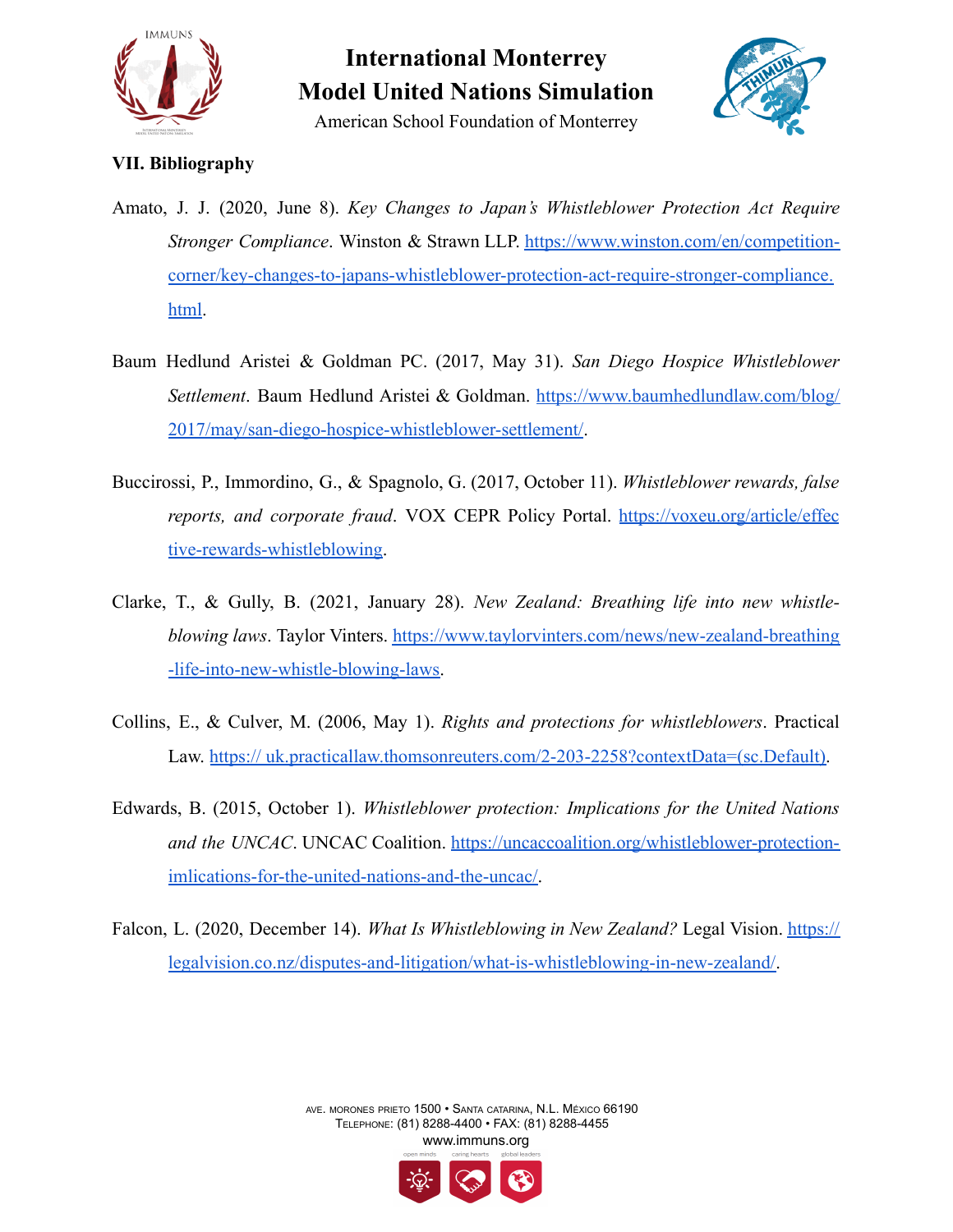### VII. Bibliography

Amato, J. J. (2020, June 8). *Key Changes to Japan's Whistleblower Protection Act Require Stronger Compliance*. Winston & Strawn LLP. https://www.winston.com/en/competition-corner/key-changes-to-japans-whistleblower-protection-act-require-stronger-compliance.html.

Baum Hedlund Aristei & Goldman PC. (2017, May 31). *San Diego Hospice Whistleblower Settlement*. Baum Hedlund Aristei & Goldman. https://www.baumhedlundlaw.com/blog/2017/may/san-diego-hospice-whistleblower-settlement/.

Buccirossi, P., Immordino, G., & Spagnolo, G. (2017, October 11). *Whistleblower rewards, false reports, and corporate fraud*. VOX CEPR Policy Portal. https://voxeu.org/article/effective-rewards-whistleblowing.

Clarke, T., & Gully, B. (2021, January 28). *New Zealand: Breathing life into new whistle-blowing laws*. Taylor Vinters. https://www.taylorvinters.com/news/new-zealand-breathing-life-into-new-whistle-blowing-laws.

Collins, E., & Culver, M. (2006, May 1). *Rights and protections for whistleblowers*. Practical Law. https:// uk.practicallaw.thomsonreuters.com/2-203-2258?contextData=(sc.Default).

Edwards, B. (2015, October 1). *Whistleblower protection: Implications for the United Nations and the UNCAC*. UNCAC Coalition. https://uncaccoalition.org/whistleblower-protection-imlications-for-the-united-nations-and-the-uncac/.

Falcon, L. (2020, December 14). *What Is Whistleblowing in New Zealand?* Legal Vision. https://legalvision.co.nz/disputes-and-litigation/what-is-whistleblowing-in-new-zealand/.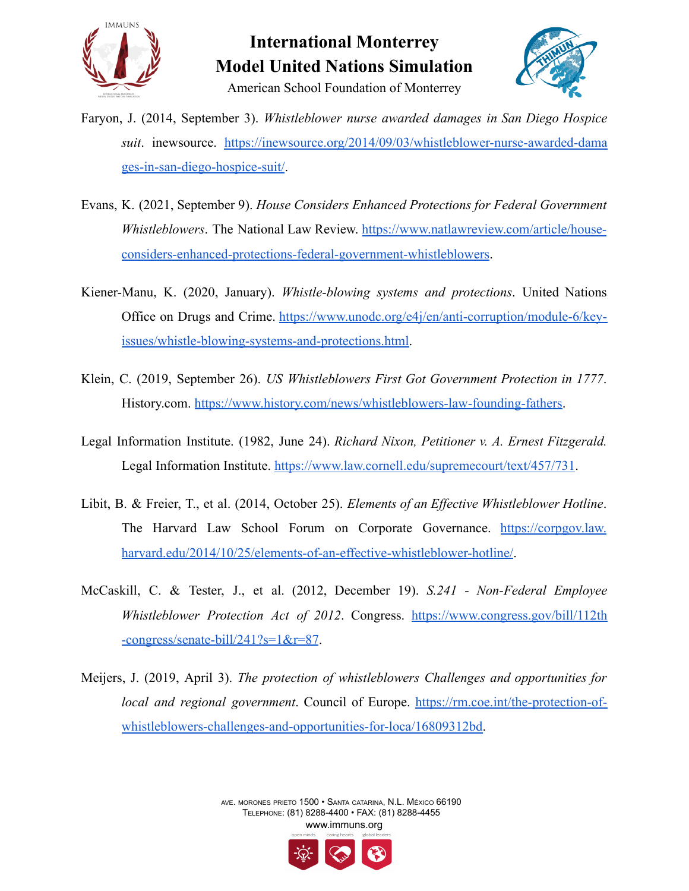Faryon, J. (2014, September 3). *Whistleblower nurse awarded damages in San Diego Hospice suit*. inewsource. https://inewsource.org/2014/09/03/whistleblower-nurse-awarded-damages-in-san-diego-hospice-suit/.

Evans, K. (2021, September 9). *House Considers Enhanced Protections for Federal Government Whistleblowers*. The National Law Review. https://www.natlawreview.com/article/house-considers-enhanced-protections-federal-government-whistleblowers.

Kiener-Manu, K. (2020, January). *Whistle-blowing systems and protections*. United Nations Office on Drugs and Crime. https://www.unodc.org/e4j/en/anti-corruption/module-6/key-issues/whistle-blowing-systems-and-protections.html.

Klein, C. (2019, September 26). *US Whistleblowers First Got Government Protection in 1777*. History.com. https://www.history.com/news/whistleblowers-law-founding-fathers.

Legal Information Institute. (1982, June 24). *Richard Nixon, Petitioner v. A. Ernest Fitzgerald.* Legal Information Institute. https://www.law.cornell.edu/supremecourt/text/457/731.

Libit, B. & Freier, T., et al. (2014, October 25). *Elements of an Effective Whistleblower Hotline*. The Harvard Law School Forum on Corporate Governance. https://corpgov.law.harvard.edu/2014/10/25/elements-of-an-effective-whistleblower-hotline/.

McCaskill, C. & Tester, J., et al. (2012, December 19). *S.241 - Non-Federal Employee Whistleblower Protection Act of 2012*. Congress. https://www.congress.gov/bill/112th-congress/senate-bill/241?s=1&r=87.

Meijers, J. (2019, April 3). *The protection of whistleblowers Challenges and opportunities for local and regional government*. Council of Europe. https://rm.coe.int/the-protection-of-whistleblowers-challenges-and-opportunities-for-loca/16809312bd.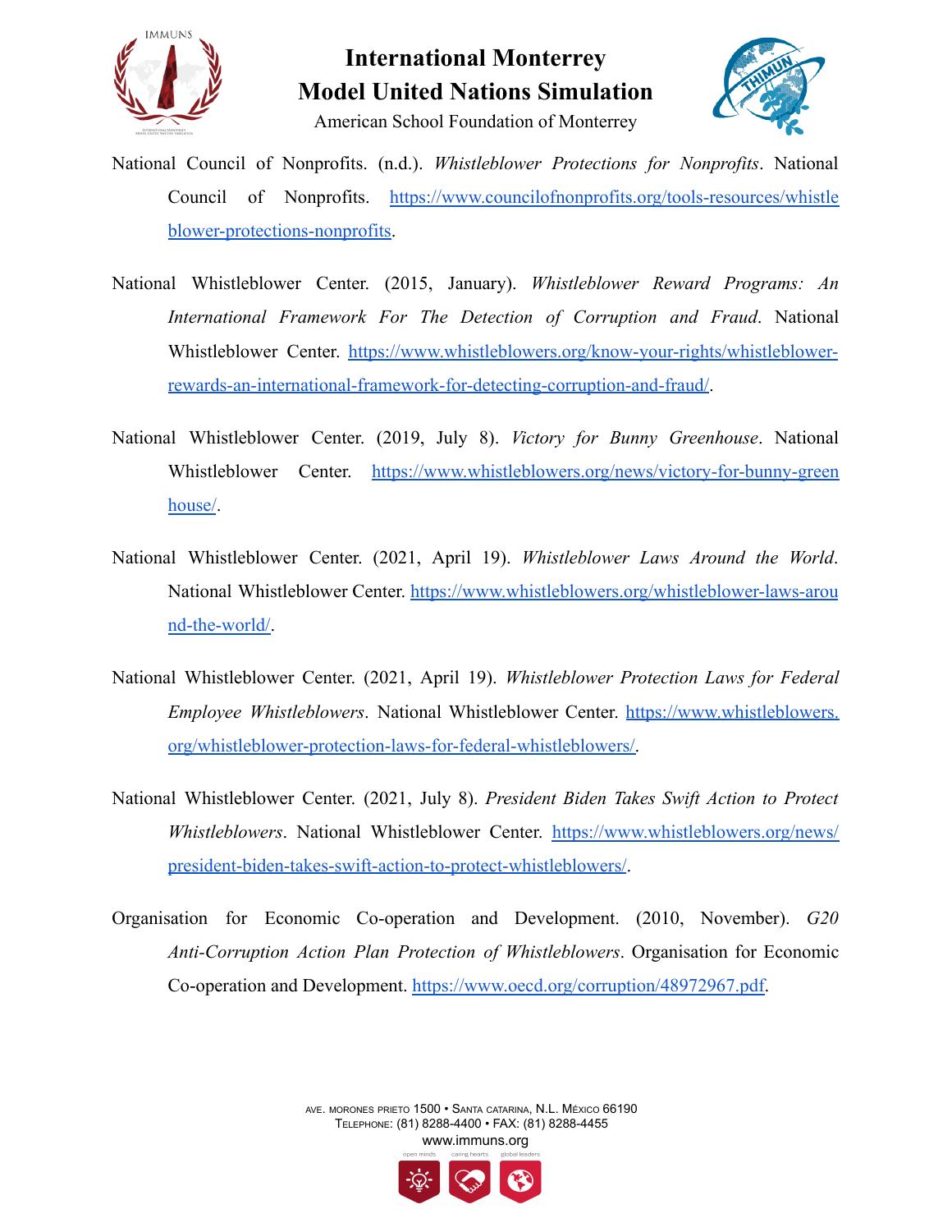National Council of Nonprofits. (n.d.). *Whistleblower Protections for Nonprofits*. National Council of Nonprofits. https://www.councilofnonprofits.org/tools-resources/whistleblower-protections-nonprofits.

National Whistleblower Center. (2015, January). *Whistleblower Reward Programs: An International Framework For The Detection of Corruption and Fraud*. National Whistleblower Center. https://www.whistleblowers.org/know-your-rights/whistleblower-rewards-an-international-framework-for-detecting-corruption-and-fraud/.

National Whistleblower Center. (2019, July 8). *Victory for Bunny Greenhouse*. National Whistleblower Center. https://www.whistleblowers.org/news/victory-for-bunny-greenhouse/.

National Whistleblower Center. (2021, April 19). *Whistleblower Laws Around the World*. National Whistleblower Center. https://www.whistleblowers.org/whistleblower-laws-around-the-world/.

National Whistleblower Center. (2021, April 19). *Whistleblower Protection Laws for Federal Employee Whistleblowers*. National Whistleblower Center. https://www.whistleblowers.org/whistleblower-protection-laws-for-federal-whistleblowers/.

National Whistleblower Center. (2021, July 8). *President Biden Takes Swift Action to Protect Whistleblowers*. National Whistleblower Center. https://www.whistleblowers.org/news/president-biden-takes-swift-action-to-protect-whistleblowers/.

Organisation for Economic Co-operation and Development. (2010, November). *G20 Anti-Corruption Action Plan Protection of Whistleblowers*. Organisation for Economic Co-operation and Development. https://www.oecd.org/corruption/48972967.pdf.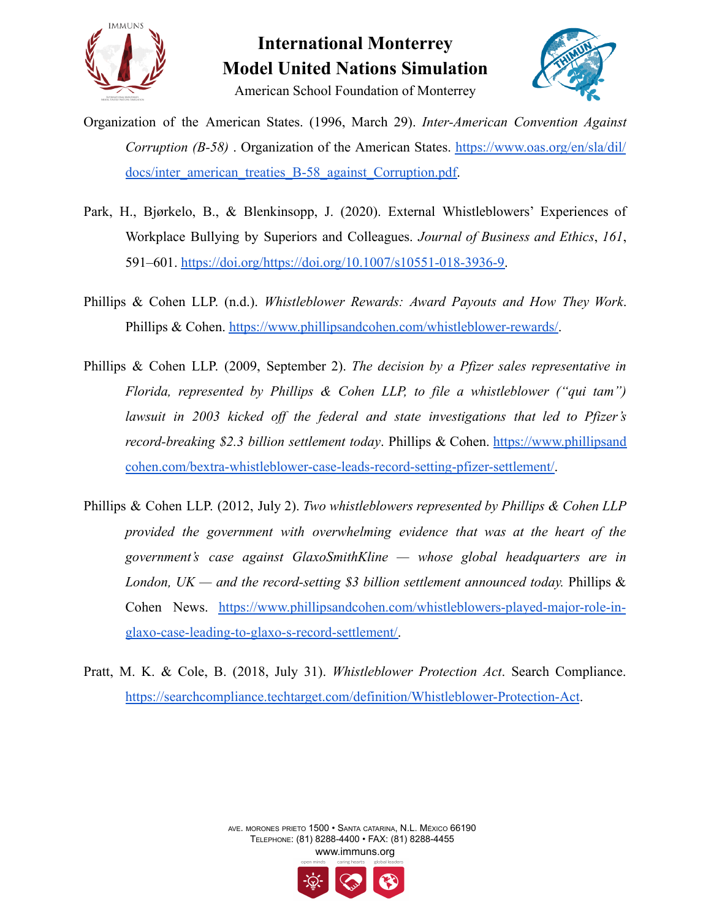Organization of the American States. (1996, March 29). *Inter-American Convention Against Corruption (B-58)* . Organization of the American States. https://www.oas.org/en/sla/dil/docs/inter_american_treaties_B-58_against_Corruption.pdf.

Park, H., Bjørkelo, B., & Blenkinsopp, J. (2020). External Whistleblowers' Experiences of Workplace Bullying by Superiors and Colleagues. *Journal of Business and Ethics*, *161*, 591–601. https://doi.org/https://doi.org/10.1007/s10551-018-3936-9.

Phillips & Cohen LLP. (n.d.). *Whistleblower Rewards: Award Payouts and How They Work*. Phillips & Cohen. https://www.phillipsandcohen.com/whistleblower-rewards/.

Phillips & Cohen LLP. (2009, September 2). *The decision by a Pfizer sales representative in Florida, represented by Phillips & Cohen LLP, to file a whistleblower ("qui tam") lawsuit in 2003 kicked off the federal and state investigations that led to Pfizer's record-breaking $2.3 billion settlement today*. Phillips & Cohen. https://www.phillipsandcohen.com/bextra-whistleblower-case-leads-record-setting-pfizer-settlement/.

Phillips & Cohen LLP. (2012, July 2). *Two whistleblowers represented by Phillips & Cohen LLP provided the government with overwhelming evidence that was at the heart of the government's case against GlaxoSmithKline — whose global headquarters are in London, UK — and the record-setting $3 billion settlement announced today.* Phillips & Cohen News. https://www.phillipsandcohen.com/whistleblowers-played-major-role-in-glaxo-case-leading-to-glaxo-s-record-settlement/.

Pratt, M. K. & Cole, B. (2018, July 31). *Whistleblower Protection Act*. Search Compliance. https://searchcompliance.techtarget.com/definition/Whistleblower-Protection-Act.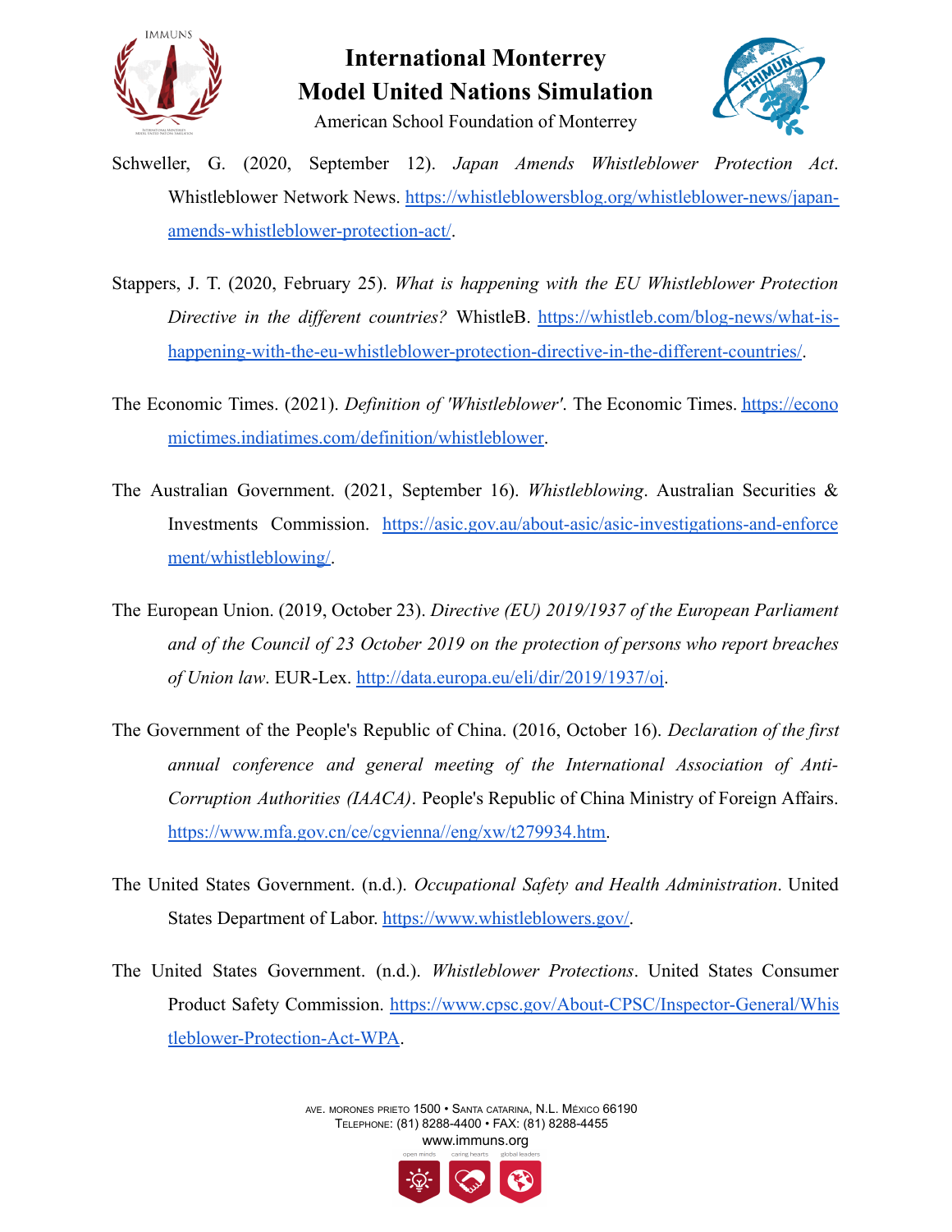Schweller, G. (2020, September 12). *Japan Amends Whistleblower Protection Act*. Whistleblower Network News. https://whistleblowersblog.org/whistleblower-news/japan-amends-whistleblower-protection-act/.

Stappers, J. T. (2020, February 25). *What is happening with the EU Whistleblower Protection Directive in the different countries?* WhistleB. https://whistleb.com/blog-news/what-is-happening-with-the-eu-whistleblower-protection-directive-in-the-different-countries/.

The Economic Times. (2021). *Definition of 'Whistleblower'*. The Economic Times. https://economictimes.indiatimes.com/definition/whistleblower.

The Australian Government. (2021, September 16). *Whistleblowing*. Australian Securities & Investments Commission. https://asic.gov.au/about-asic/asic-investigations-and-enforcement/whistleblowing/.

The European Union. (2019, October 23). *Directive (EU) 2019/1937 of the European Parliament and of the Council of 23 October 2019 on the protection of persons who report breaches of Union law*. EUR-Lex. http://data.europa.eu/eli/dir/2019/1937/oj.

The Government of the People's Republic of China. (2016, October 16). *Declaration of the first annual conference and general meeting of the International Association of Anti-Corruption Authorities (IAACA)*. People's Republic of China Ministry of Foreign Affairs. https://www.mfa.gov.cn/ce/cgvienna//eng/xw/t279934.htm.

The United States Government. (n.d.). *Occupational Safety and Health Administration*. United States Department of Labor. https://www.whistleblowers.gov/.

The United States Government. (n.d.). *Whistleblower Protections*. United States Consumer Product Safety Commission. https://www.cpsc.gov/About-CPSC/Inspector-General/Whistleblower-Protection-Act-WPA.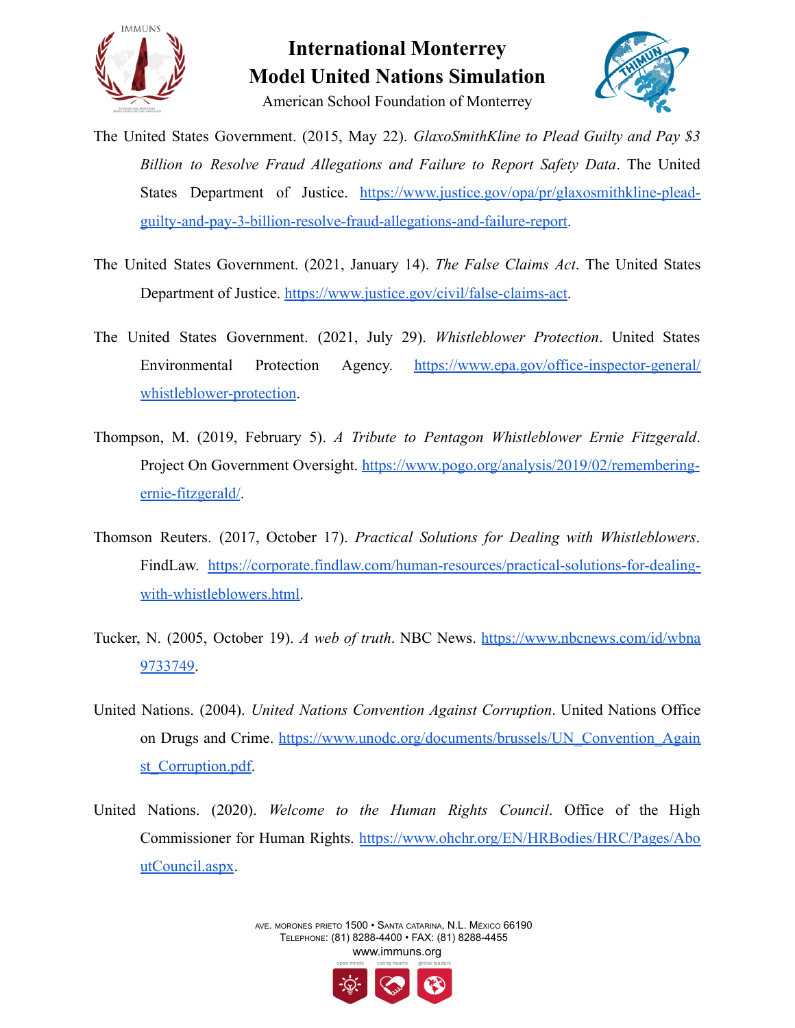The United States Government. (2015, May 22). *GlaxoSmithKline to Plead Guilty and Pay $3 Billion to Resolve Fraud Allegations and Failure to Report Safety Data*. The United States Department of Justice. https://www.justice.gov/opa/pr/glaxosmithkline-plead-guilty-and-pay-3-billion-resolve-fraud-allegations-and-failure-report.

The United States Government. (2021, January 14). *The False Claims Act*. The United States Department of Justice. https://www.justice.gov/civil/false-claims-act.

The United States Government. (2021, July 29). *Whistleblower Protection*. United States Environmental Protection Agency. https://www.epa.gov/office-inspector-general/whistleblower-protection.

Thompson, M. (2019, February 5). *A Tribute to Pentagon Whistleblower Ernie Fitzgerald*. Project On Government Oversight. https://www.pogo.org/analysis/2019/02/remembering-ernie-fitzgerald/.

Thomson Reuters. (2017, October 17). *Practical Solutions for Dealing with Whistleblowers*. FindLaw. https://corporate.findlaw.com/human-resources/practical-solutions-for-dealing-with-whistleblowers.html.

Tucker, N. (2005, October 19). *A web of truth*. NBC News. https://www.nbcnews.com/id/wbna9733749.

United Nations. (2004). *United Nations Convention Against Corruption*. United Nations Office on Drugs and Crime. https://www.unodc.org/documents/brussels/UN_Convention_Against_Corruption.pdf.

United Nations. (2020). *Welcome to the Human Rights Council*. Office of the High Commissioner for Human Rights. https://www.ohchr.org/EN/HRBodies/HRC/Pages/AboutCouncil.aspx.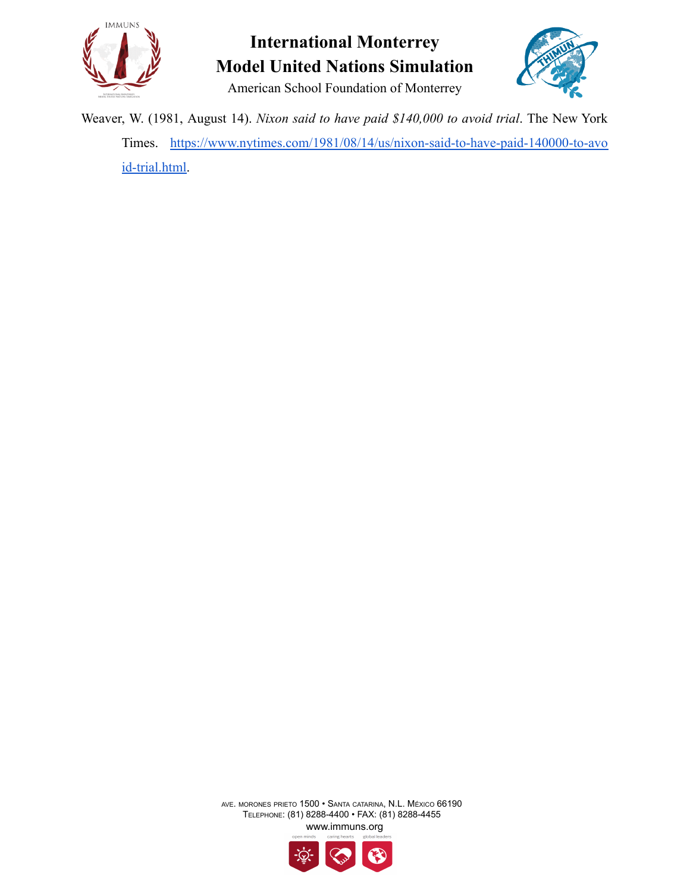Weaver, W. (1981, August 14). *Nixon said to have paid $140,000 to avoid trial*. The New York Times. https://www.nytimes.com/1981/08/14/us/nixon-said-to-have-paid-140000-to-avoid-trial.html.